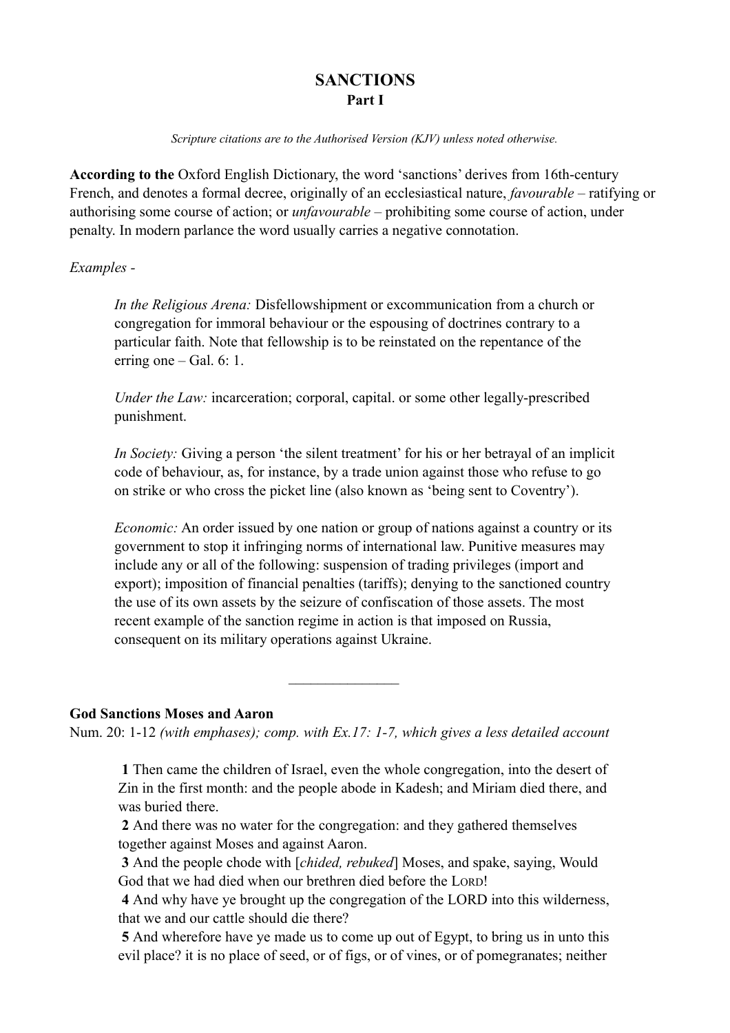# SANCTIONS
## Part I

*Scripture citations are to the Authorised Version (KJV) unless noted otherwise.*

**According to the** Oxford English Dictionary, the word 'sanctions' derives from 16th-century French, and denotes a formal decree, originally of an ecclesiastical nature, *favourable* – ratifying or authorising some course of action; or *unfavourable* – prohibiting some course of action, under penalty. In modern parlance the word usually carries a negative connotation.

*Examples -*

> *In the Religious Arena:* Disfellowshipment or excommunication from a church or congregation for immoral behaviour or the espousing of doctrines contrary to a particular faith. Note that fellowship is to be reinstated on the repentance of the erring one – Gal. 6: 1.
>
> *Under the Law:* incarceration; corporal, capital. or some other legally-prescribed punishment.
>
> *In Society:* Giving a person 'the silent treatment' for his or her betrayal of an implicit code of behaviour, as, for instance, by a trade union against those who refuse to go on strike or who cross the picket line (also known as 'being sent to Coventry').
>
> *Economic:* An order issued by one nation or group of nations against a country or its government to stop it infringing norms of international law. Punitive measures may include any or all of the following: suspension of trading privileges (import and export); imposition of financial penalties (tariffs); denying to the sanctioned country the use of its own assets by the seizure of confiscation of those assets. The most recent example of the sanction regime in action is that imposed on Russia, consequent on its military operations against Ukraine.

---

**God Sanctions Moses and Aaron**
Num. 20: 1-12 *(with emphases); comp. with Ex.17: 1-7, which gives a less detailed account*

> **1** Then came the children of Israel, even the whole congregation, into the desert of Zin in the first month: and the people abode in Kadesh; and Miriam died there, and was buried there.
> **2** And there was no water for the congregation: and they gathered themselves together against Moses and against Aaron.
> **3** And the people chode with [*chided, rebuked*] Moses, and spake, saying, Would God that we had died when our brethren died before the LORD!
> **4** And why have ye brought up the congregation of the LORD into this wilderness, that we and our cattle should die there?
> **5** And wherefore have ye made us to come up out of Egypt, to bring us in unto this evil place? it is no place of seed, or of figs, or of vines, or of pomegranates; neither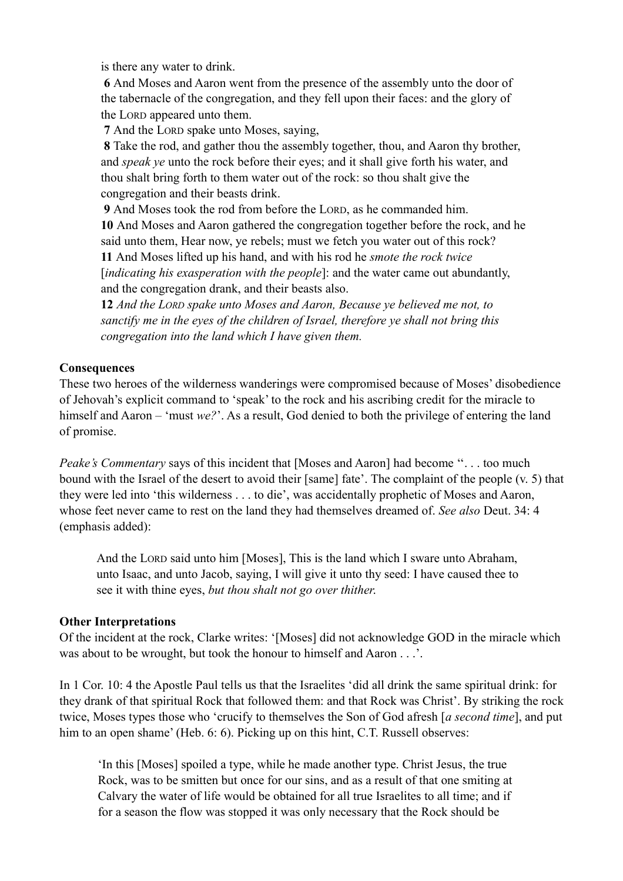is there any water to drink.

**6** And Moses and Aaron went from the presence of the assembly unto the door of the tabernacle of the congregation, and they fell upon their faces: and the glory of the LORD appeared unto them.

**7** And the LORD spake unto Moses, saying,

**8** Take the rod, and gather thou the assembly together, thou, and Aaron thy brother, and *speak ye* unto the rock before their eyes; and it shall give forth his water, and thou shalt bring forth to them water out of the rock: so thou shalt give the congregation and their beasts drink.

**9** And Moses took the rod from before the LORD, as he commanded him.

**10** And Moses and Aaron gathered the congregation together before the rock, and he said unto them, Hear now, ye rebels; must we fetch you water out of this rock?

**11** And Moses lifted up his hand, and with his rod he *smote the rock twice* [*indicating his exasperation with the people*]: and the water came out abundantly, and the congregation drank, and their beasts also.

**12** *And the LORD spake unto Moses and Aaron, Because ye believed me not, to sanctify me in the eyes of the children of Israel, therefore ye shall not bring this congregation into the land which I have given them.*

**Consequences**

These two heroes of the wilderness wanderings were compromised because of Moses' disobedience of Jehovah's explicit command to 'speak' to the rock and his ascribing credit for the miracle to himself and Aaron – 'must *we?*'. As a result, God denied to both the privilege of entering the land of promise.

*Peake's Commentary* says of this incident that [Moses and Aaron] had become '' . . . too much bound with the Israel of the desert to avoid their [same] fate'. The complaint of the people (v. 5) that they were led into 'this wilderness . . . to die', was accidentally prophetic of Moses and Aaron, whose feet never came to rest on the land they had themselves dreamed of. *See also* Deut. 34: 4 (emphasis added):

> And the LORD said unto him [Moses], This is the land which I sware unto Abraham, unto Isaac, and unto Jacob, saying, I will give it unto thy seed: I have caused thee to see it with thine eyes, *but thou shalt not go over thither.*

**Other Interpretations**

Of the incident at the rock, Clarke writes: '[Moses] did not acknowledge GOD in the miracle which was about to be wrought, but took the honour to himself and Aaron . . .'.

In 1 Cor. 10: 4 the Apostle Paul tells us that the Israelites 'did all drink the same spiritual drink: for they drank of that spiritual Rock that followed them: and that Rock was Christ'. By striking the rock twice, Moses types those who 'crucify to themselves the Son of God afresh [*a second time*], and put him to an open shame' (Heb. 6: 6). Picking up on this hint, C.T. Russell observes:

> 'In this [Moses] spoiled a type, while he made another type. Christ Jesus, the true Rock, was to be smitten but once for our sins, and as a result of that one smiting at Calvary the water of life would be obtained for all true Israelites to all time; and if for a season the flow was stopped it was only necessary that the Rock should be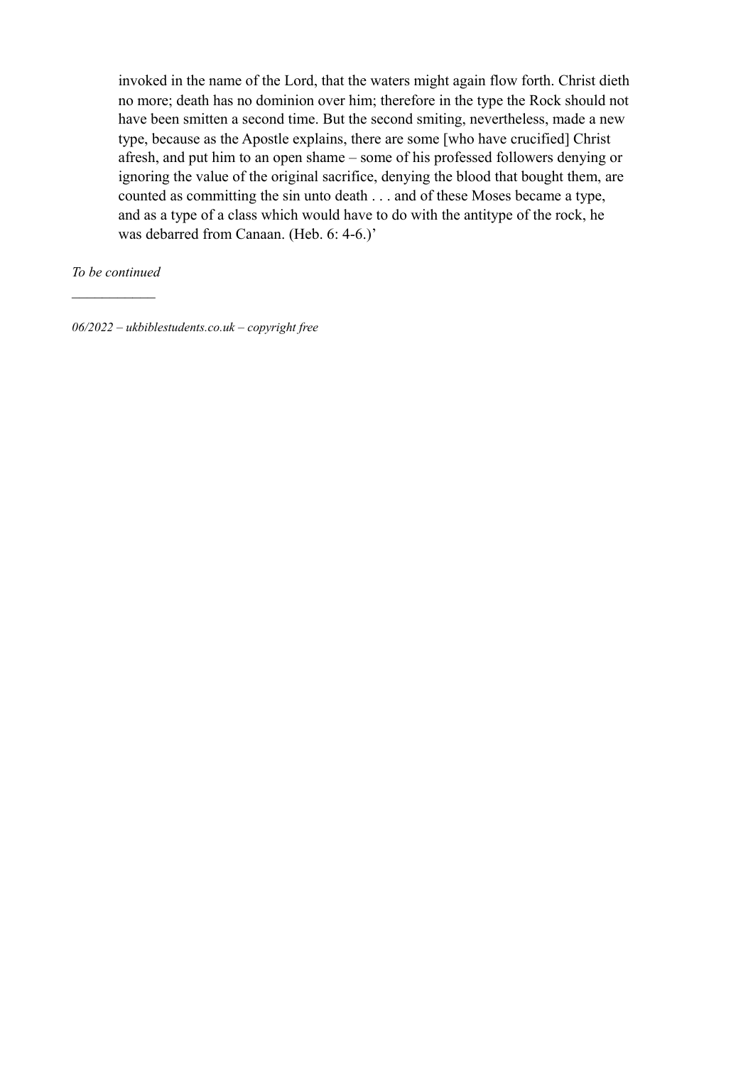> invoked in the name of the Lord, that the waters might again flow forth. Christ dieth no more; death has no dominion over him; therefore in the type the Rock should not have been smitten a second time. But the second smiting, nevertheless, made a new type, because as the Apostle explains, there are some [who have crucified] Christ afresh, and put him to an open shame – some of his professed followers denying or ignoring the value of the original sacrifice, denying the blood that bought them, are counted as committing the sin unto death . . . and of these Moses became a type, and as a type of a class which would have to do with the antitype of the rock, he was debarred from Canaan. (Heb. 6: 4-6.)'

*To be continued*

————————

*06/2022 – ukbiblestudents.co.uk – copyright free*